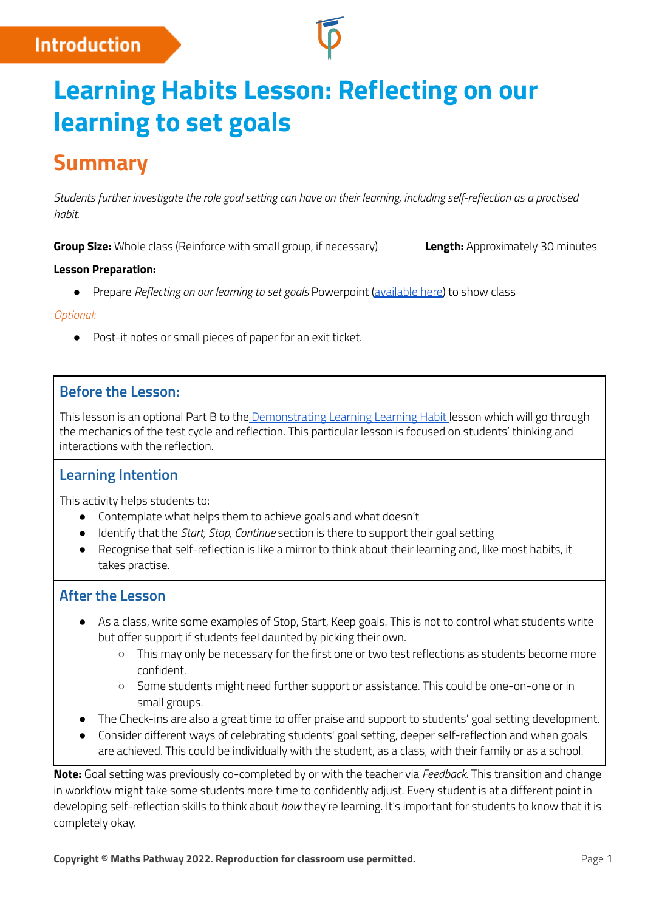Introduction

# Learning Habits Lesson: Reflecting on our learning to set goals

## Summary

*Students further investigate the role goal setting can have on their learning, including self-reflection as a practised habit.*

**Group Size:** Whole class (Reinforce with small group, if necessary)

**Length:** Approximately 30 minutes

**Lesson Preparation:**

- Prepare *Reflecting on our learning to set goals* Powerpoint (available here) to show class

*Optional:*

- Post-it notes or small pieces of paper for an exit ticket.

### Before the Lesson:

This lesson is an optional Part B to the Demonstrating Learning Learning Habit lesson which will go through the mechanics of the test cycle and reflection. This particular lesson is focused on students' thinking and interactions with the reflection.

### Learning Intention

This activity helps students to:

- Contemplate what helps them to achieve goals and what doesn't
- Identify that the *Start, Stop, Continue* section is there to support their goal setting
- Recognise that self-reflection is like a mirror to think about their learning and, like most habits, it takes practise.

### After the Lesson

- As a class, write some examples of Stop, Start, Keep goals. This is not to control what students write but offer support if students feel daunted by picking their own.
    - This may only be necessary for the first one or two test reflections as students become more confident.
    - Some students might need further support or assistance. This could be one-on-one or in small groups.
- The Check-ins are also a great time to offer praise and support to students' goal setting development.
- Consider different ways of celebrating students' goal setting, deeper self-reflection and when goals are achieved. This could be individually with the student, as a class, with their family or as a school.

**Note:** Goal setting was previously co-completed by or with the teacher via *Feedback*. This transition and change in workflow might take some students more time to confidently adjust. Every student is at a different point in developing self-reflection skills to think about *how* they're learning. It's important for students to know that it is completely okay.

**Copyright © Maths Pathway 2022. Reproduction for classroom use permitted.**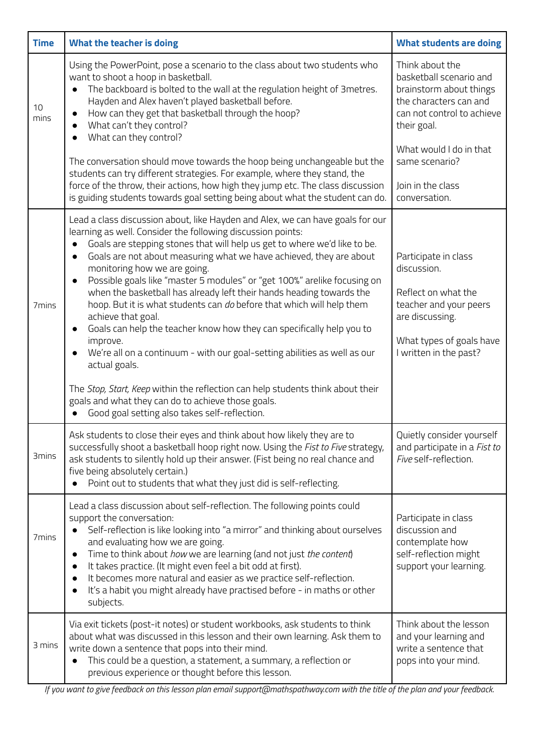| Time | What the teacher is doing | What students are doing |
|---|---|---|
| 10 mins | Using the PowerPoint, pose a scenario to the class about two students who want to shoot a hoop in basketball.<br>● The backboard is bolted to the wall at the regulation height of 3metres. Hayden and Alex haven't played basketball before.<br>● How can they get that basketball through the hoop?<br>● What can't they control?<br>● What can they control?<br><br>The conversation should move towards the hoop being unchangeable but the students can try different strategies. For example, where they stand, the force of the throw, their actions, how high they jump etc. The class discussion is guiding students towards goal setting being about what the student can do. | Think about the basketball scenario and brainstorm about things the characters can and can not control to achieve their goal.<br><br>What would I do in that same scenario?<br><br>Join in the class conversation. |
| 7mins | Lead a class discussion about, like Hayden and Alex, we can have goals for our learning as well. Consider the following discussion points:<br>● Goals are stepping stones that will help us get to where we'd like to be.<br>● Goals are not about measuring what we have achieved, they are about monitoring how we are going.<br>● Possible goals like "master 5 modules" or "get 100%" arelike focusing on when the basketball has already left their hands heading towards the hoop. But it is what students can *do* before that which will help them achieve that goal.<br>● Goals can help the teacher know how they can specifically help you to improve.<br>● We're all on a continuum - with our goal-setting abilities as well as our actual goals.<br><br>The *Stop, Start, Keep* within the reflection can help students think about their goals and what they can do to achieve those goals.<br>● Good goal setting also takes self-reflection. | Participate in class discussion.<br><br>Reflect on what the teacher and your peers are discussing.<br><br>What types of goals have I written in the past? |
| 3mins | Ask students to close their eyes and think about how likely they are to successfully shoot a basketball hoop right now. Using the *Fist to Five* strategy, ask students to silently hold up their answer. (Fist being no real chance and five being absolutely certain.)<br>● Point out to students that what they just did is self-reflecting. | Quietly consider yourself and participate in a *Fist to Five* self-reflection. |
| 7mins | Lead a class discussion about self-reflection. The following points could support the conversation:<br>● Self-reflection is like looking into "a mirror" and thinking about ourselves and evaluating how we are going.<br>● Time to think about *how* we are learning (and not just *the content*)<br>● It takes practice. (It might even feel a bit odd at first).<br>● It becomes more natural and easier as we practice self-reflection.<br>● It's a habit you might already have practised before - in maths or other subjects. | Participate in class discussion and contemplate how self-reflection might support your learning. |
| 3 mins | Via exit tickets (post-it notes) or student workbooks, ask students to think about what was discussed in this lesson and their own learning. Ask them to write down a sentence that pops into their mind.<br>● This could be a question, a statement, a summary, a reflection or previous experience or thought before this lesson. | Think about the lesson and your learning and write a sentence that pops into your mind. |

*If you want to give feedback on this lesson plan email support@mathspathway.com with the title of the plan and your feedback.*